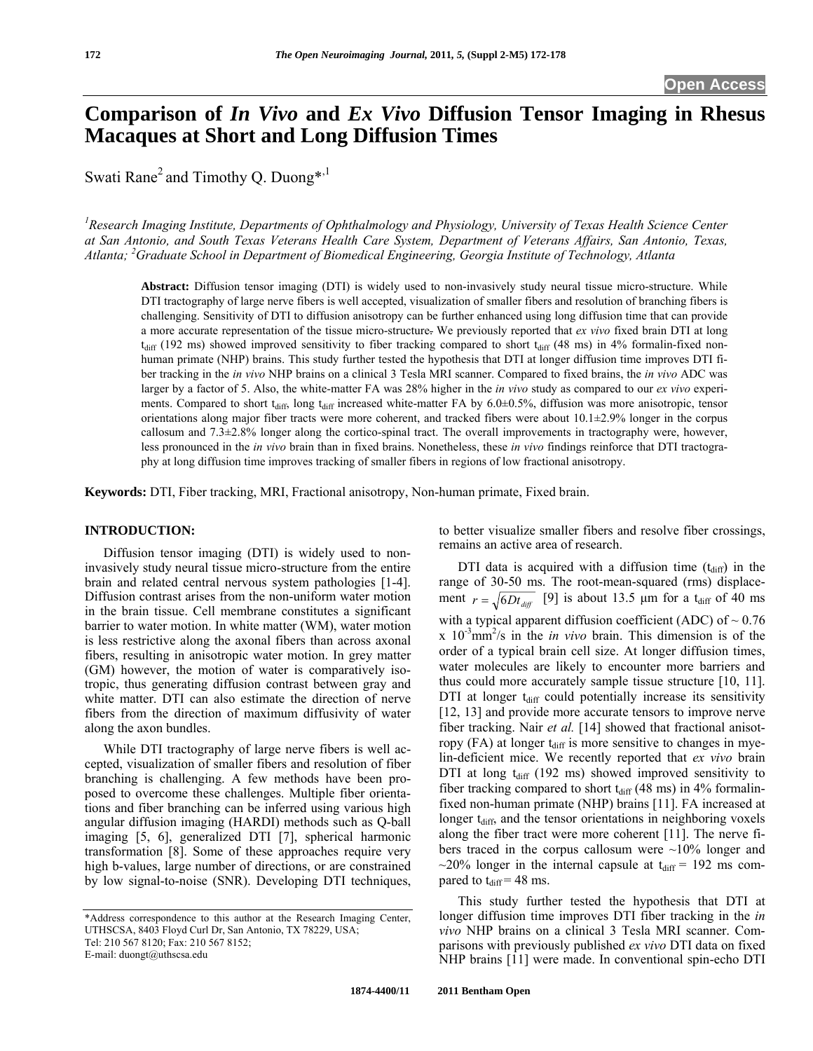Open Access

# Comparison of *In Vivo* and *Ex Vivo* Diffusion Tensor Imaging in Rhesus Macaques at Short and Long Diffusion Times

Swati Rane[2] and Timothy Q. Duong*[,1]

[1]Research Imaging Institute, Departments of Ophthalmology and Physiology, University of Texas Health Science Center at San Antonio, and South Texas Veterans Health Care System, Department of Veterans Affairs, San Antonio, Texas, Atlanta; [2]Graduate School in Department of Biomedical Engineering, Georgia Institute of Technology, Atlanta

**Abstract:** Diffusion tensor imaging (DTI) is widely used to non-invasively study neural tissue micro-structure. While DTI tractography of large nerve fibers is well accepted, visualization of smaller fibers and resolution of branching fibers is challenging. Sensitivity of DTI to diffusion anisotropy can be further enhanced using long diffusion time that can provide a more accurate representation of the tissue micro-structure. We previously reported that *ex vivo* fixed brain DTI at long $t_{diff}$ (192 ms) showed improved sensitivity to fiber tracking compared to short $t_{diff}$ (48 ms) in 4% formalin-fixed non-human primate (NHP) brains. This study further tested the hypothesis that DTI at longer diffusion time improves DTI fiber tracking in the *in vivo* NHP brains on a clinical 3 Tesla MRI scanner. Compared to fixed brains, the *in vivo* ADC was larger by a factor of 5. Also, the white-matter FA was 28% higher in the *in vivo* study as compared to our *ex vivo* experiments. Compared to short $t_{diff}$, long $t_{diff}$ increased white-matter FA by 6.0±0.5%, diffusion was more anisotropic, tensor orientations along major fiber tracts were more coherent, and tracked fibers were about 10.1±2.9% longer in the corpus callosum and 7.3±2.8% longer along the cortico-spinal tract. The overall improvements in tractography were, however, less pronounced in the *in vivo* brain than in fixed brains. Nonetheless, these *in vivo* findings reinforce that DTI tractography at long diffusion time improves tracking of smaller fibers in regions of low fractional anisotropy.

**Keywords:** DTI, Fiber tracking, MRI, Fractional anisotropy, Non-human primate, Fixed brain.

## INTRODUCTION:

Diffusion tensor imaging (DTI) is widely used to non-invasively study neural tissue micro-structure from the entire brain and related central nervous system pathologies [1-4]. Diffusion contrast arises from the non-uniform water motion in the brain tissue. Cell membrane constitutes a significant barrier to water motion. In white matter (WM), water motion is less restrictive along the axonal fibers than across axonal fibers, resulting in anisotropic water motion. In grey matter (GM) however, the motion of water is comparatively isotropic, thus generating diffusion contrast between gray and white matter. DTI can also estimate the direction of nerve fibers from the direction of maximum diffusivity of water along the axon bundles.

While DTI tractography of large nerve fibers is well accepted, visualization of smaller fibers and resolution of fiber branching is challenging. A few methods have been proposed to overcome these challenges. Multiple fiber orientations and fiber branching can be inferred using various high angular diffusion imaging (HARDI) methods such as Q-ball imaging [5, 6], generalized DTI [7], spherical harmonic transformation [8]. Some of these approaches require very high b-values, large number of directions, or are constrained by low signal-to-noise (SNR). Developing DTI techniques, to better visualize smaller fibers and resolve fiber crossings, remains an active area of research.

DTI data is acquired with a diffusion time ($t_{diff}$) in the range of 30-50 ms. The root-mean-squared (rms) displacement $r = \sqrt{6Dt_{diff}}$ [9] is about 13.5 μm for a $t_{diff}$ of 40 ms with a typical apparent diffusion coefficient (ADC) of ~ 0.76 x $10^{-3}$mm$^2$/s in the *in vivo* brain. This dimension is of the order of a typical brain cell size. At longer diffusion times, water molecules are likely to encounter more barriers and thus could more accurately sample tissue structure [10, 11]. DTI at longer $t_{diff}$ could potentially increase its sensitivity [12, 13] and provide more accurate tensors to improve nerve fiber tracking. Nair *et al.* [14] showed that fractional anisotropy (FA) at longer $t_{diff}$ is more sensitive to changes in myelin-deficient mice. We recently reported that *ex vivo* brain DTI at long $t_{diff}$ (192 ms) showed improved sensitivity to fiber tracking compared to short $t_{diff}$ (48 ms) in 4% formalin-fixed non-human primate (NHP) brains [11]. FA increased at longer $t_{diff}$, and the tensor orientations in neighboring voxels along the fiber tract were more coherent [11]. The nerve fibers traced in the corpus callosum were ~10% longer and ~20% longer in the internal capsule at $t_{diff}$ = 192 ms compared to $t_{diff}$ = 48 ms.

This study further tested the hypothesis that DTI at longer diffusion time improves DTI fiber tracking in the *in vivo* NHP brains on a clinical 3 Tesla MRI scanner. Comparisons with previously published *ex vivo* DTI data on fixed NHP brains [11] were made. In conventional spin-echo DTI

*Address correspondence to this author at the Research Imaging Center, UTHSCSA, 8403 Floyd Curl Dr, San Antonio, TX 78229, USA; Tel: 210 567 8120; Fax: 210 567 8152; E-mail: duongt@uthscsa.edu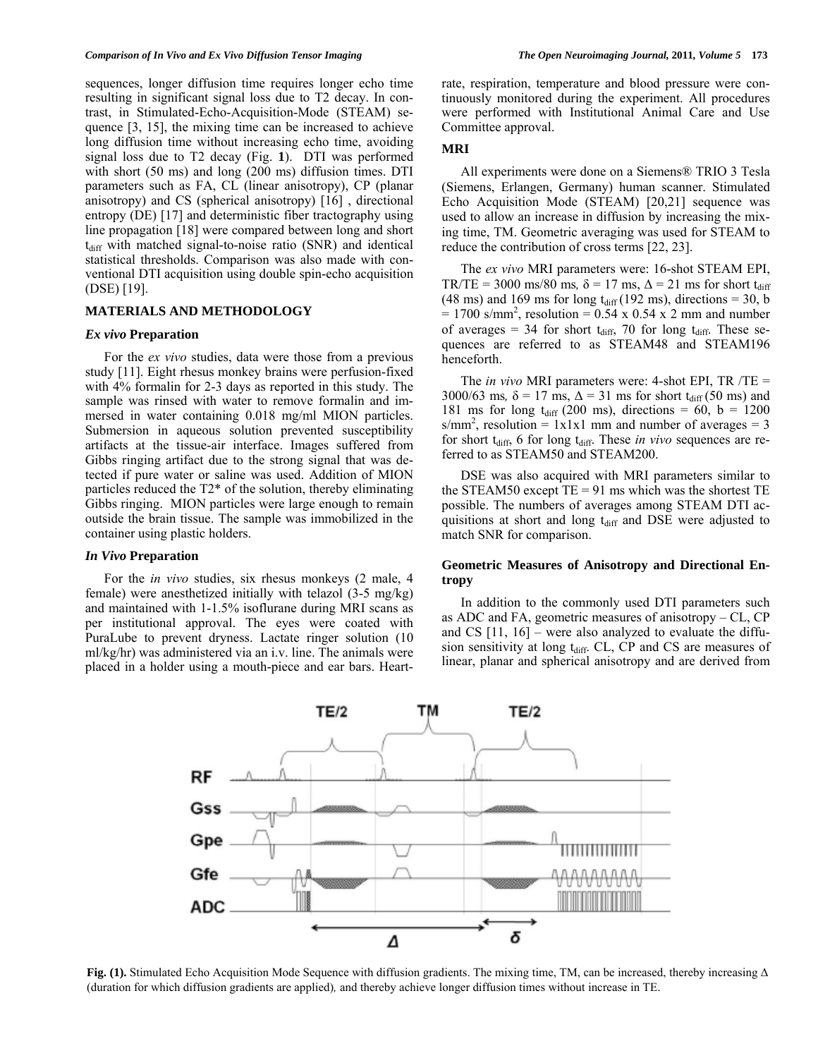sequences, longer diffusion time requires longer echo time resulting in significant signal loss due to T2 decay. In contrast, in Stimulated-Echo-Acquisition-Mode (STEAM) sequence [3, 15], the mixing time can be increased to achieve long diffusion time without increasing echo time, avoiding signal loss due to T2 decay (Fig. **1**). DTI was performed with short (50 ms) and long (200 ms) diffusion times. DTI parameters such as FA, CL (linear anisotropy), CP (planar anisotropy) and CS (spherical anisotropy) [16] , directional entropy (DE) [17] and deterministic fiber tractography using line propagation [18] were compared between long and short $t_{diff}$ with matched signal-to-noise ratio (SNR) and identical statistical thresholds. Comparison was also made with conventional DTI acquisition using double spin-echo acquisition (DSE) [19].

## MATERIALS AND METHODOLOGY

### *Ex vivo* Preparation

For the *ex vivo* studies, data were those from a previous study [11]. Eight rhesus monkey brains were perfusion-fixed with 4% formalin for 2-3 days as reported in this study. The sample was rinsed with water to remove formalin and immersed in water containing 0.018 mg/ml MION particles. Submersion in aqueous solution prevented susceptibility artifacts at the tissue-air interface. Images suffered from Gibbs ringing artifact due to the strong signal that was detected if pure water or saline was used. Addition of MION particles reduced the T2* of the solution, thereby eliminating Gibbs ringing. MION particles were large enough to remain outside the brain tissue. The sample was immobilized in the container using plastic holders.

### *In Vivo* Preparation

For the *in vivo* studies, six rhesus monkeys (2 male, 4 female) were anesthetized initially with telazol (3-5 mg/kg) and maintained with 1-1.5% isoflurane during MRI scans as per institutional approval. The eyes were coated with PuraLube to prevent dryness. Lactate ringer solution (10 ml/kg/hr) was administered via an i.v. line. The animals were placed in a holder using a mouth-piece and ear bars. Heart-rate, respiration, temperature and blood pressure were continuously monitored during the experiment. All procedures were performed with Institutional Animal Care and Use Committee approval.

### MRI

All experiments were done on a Siemens® TRIO 3 Tesla (Siemens, Erlangen, Germany) human scanner. Stimulated Echo Acquisition Mode (STEAM) [20,21] sequence was used to allow an increase in diffusion by increasing the mixing time, TM. Geometric averaging was used for STEAM to reduce the contribution of cross terms [22, 23].

The *ex vivo* MRI parameters were: 16-shot STEAM EPI, TR/TE = 3000 ms/80 ms*,* $\delta$ = 17 ms, $\Delta$ = 21 ms for short $t_{diff}$ (48 ms) and 169 ms for long $t_{diff}$ (192 ms), directions = 30, b = 1700 s/mm$^2$, resolution = 0.54 x 0.54 x 2 mm and number of averages = 34 for short $t_{diff}$, 70 for long $t_{diff}$. These sequences are referred to as STEAM48 and STEAM196 henceforth.

The *in vivo* MRI parameters were: 4-shot EPI, TR /TE = 3000/63 ms*,* $\delta$ = 17 ms, $\Delta$ = 31 ms for short $t_{diff}$ (50 ms) and 181 ms for long $t_{diff}$ (200 ms), directions = 60, b = 1200 s/mm$^2$, resolution = 1x1x1 mm and number of averages = 3 for short $t_{diff}$, 6 for long $t_{diff}$. These *in vivo* sequences are referred to as STEAM50 and STEAM200.

DSE was also acquired with MRI parameters similar to the STEAM50 except TE = 91 ms which was the shortest TE possible. The numbers of averages among STEAM DTI acquisitions at short and long $t_{diff}$ and DSE were adjusted to match SNR for comparison.

### Geometric Measures of Anisotropy and Directional Entropy

In addition to the commonly used DTI parameters such as ADC and FA, geometric measures of anisotropy – CL, CP and CS [11, 16] – were also analyzed to evaluate the diffusion sensitivity at long $t_{diff}$. CL, CP and CS are measures of linear, planar and spherical anisotropy and are derived from

**Fig. (1).** Stimulated Echo Acquisition Mode Sequence with diffusion gradients. The mixing time, TM, can be increased, thereby increasing $\Delta$ (duration for which diffusion gradients are applied)*,* and thereby achieve longer diffusion times without increase in TE.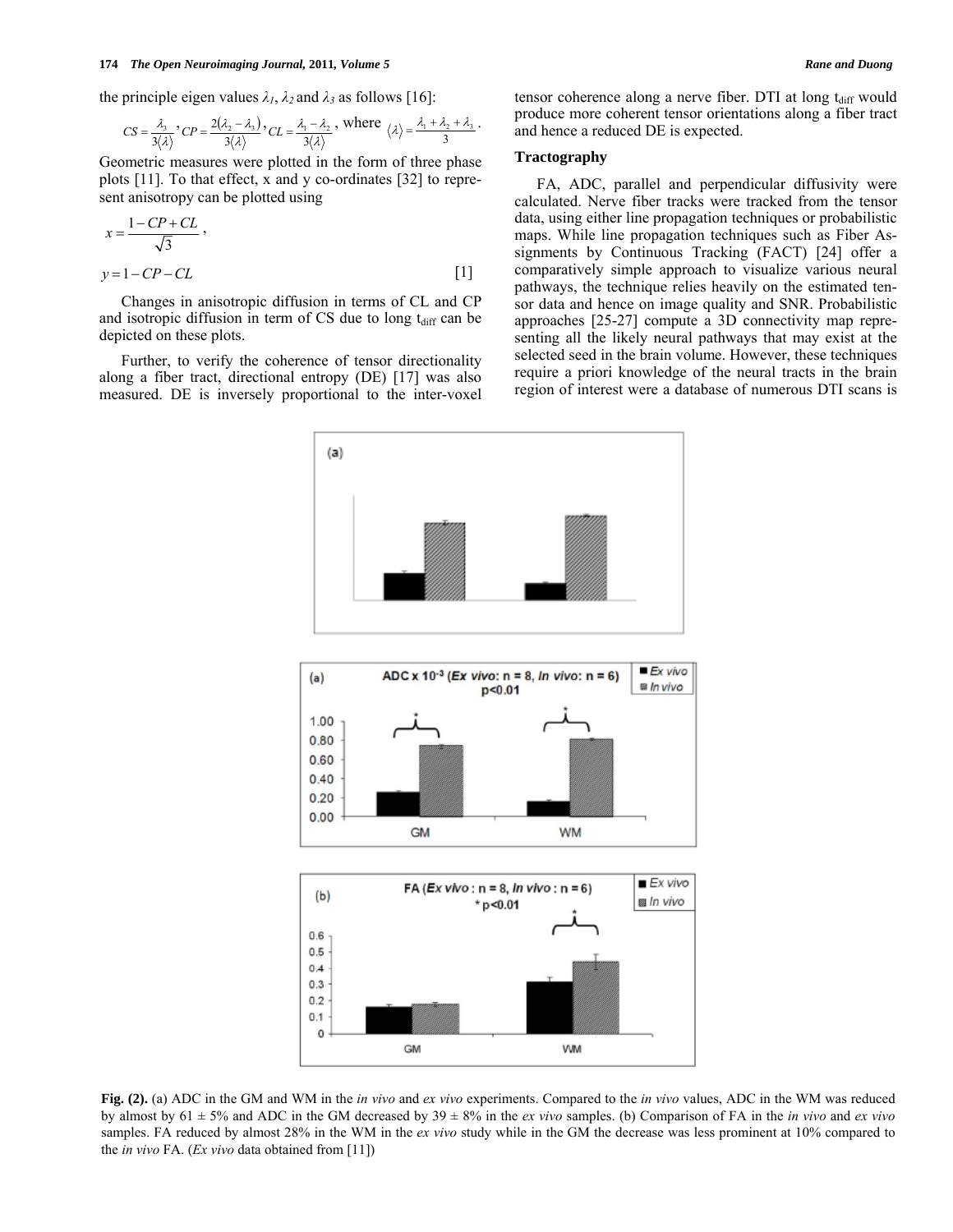the principle eigen values $\lambda_1$, $\lambda_2$ and $\lambda_3$ as follows [16]:

$$CS = \frac{\lambda_3}{3\langle\lambda\rangle}, CP = \frac{2(\lambda_2 - \lambda_3)}{3\langle\lambda\rangle}, CL = \frac{\lambda_1 - \lambda_2}{3\langle\lambda\rangle}, \text{ where } \langle\lambda\rangle = \frac{\lambda_1 + \lambda_2 + \lambda_3}{3}.$$

Geometric measures were plotted in the form of three phase plots [11]. To that effect, x and y co-ordinates [32] to represent anisotropy can be plotted using

$$x = \frac{1 - CP + CL}{\sqrt{3}},$$

$$y = 1 - CP - CL \quad [1]$$

Changes in anisotropic diffusion in terms of CL and CP and isotropic diffusion in term of CS due to long $t_{diff}$ can be depicted on these plots.

Further, to verify the coherence of tensor directionality along a fiber tract, directional entropy (DE) [17] was also measured. DE is inversely proportional to the inter-voxel tensor coherence along a nerve fiber. DTI at long $t_{diff}$ would produce more coherent tensor orientations along a fiber tract and hence a reduced DE is expected.

### Tractography

FA, ADC, parallel and perpendicular diffusivity were calculated. Nerve fiber tracks were tracked from the tensor data, using either line propagation techniques or probabilistic maps. While line propagation techniques such as Fiber Assignments by Continuous Tracking (FACT) [24] offer a comparatively simple approach to visualize various neural pathways, the technique relies heavily on the estimated tensor data and hence on image quality and SNR. Probabilistic approaches [25-27] compute a 3D connectivity map representing all the likely neural pathways that may exist at the selected seed in the brain volume. However, these techniques require a priori knowledge of the neural tracts in the brain region of interest were a database of numerous DTI scans is

**Fig. (2).** (a) ADC in the GM and WM in the *in vivo* and *ex vivo* experiments. Compared to the *in vivo* values, ADC in the WM was reduced by almost by 61 ± 5% and ADC in the GM decreased by 39 ± 8% in the *ex vivo* samples. (b) Comparison of FA in the *in vivo* and *ex vivo* samples. FA reduced by almost 28% in the WM in the *ex vivo* study while in the GM the decrease was less prominent at 10% compared to the *in vivo* FA. (*Ex vivo* data obtained from [11])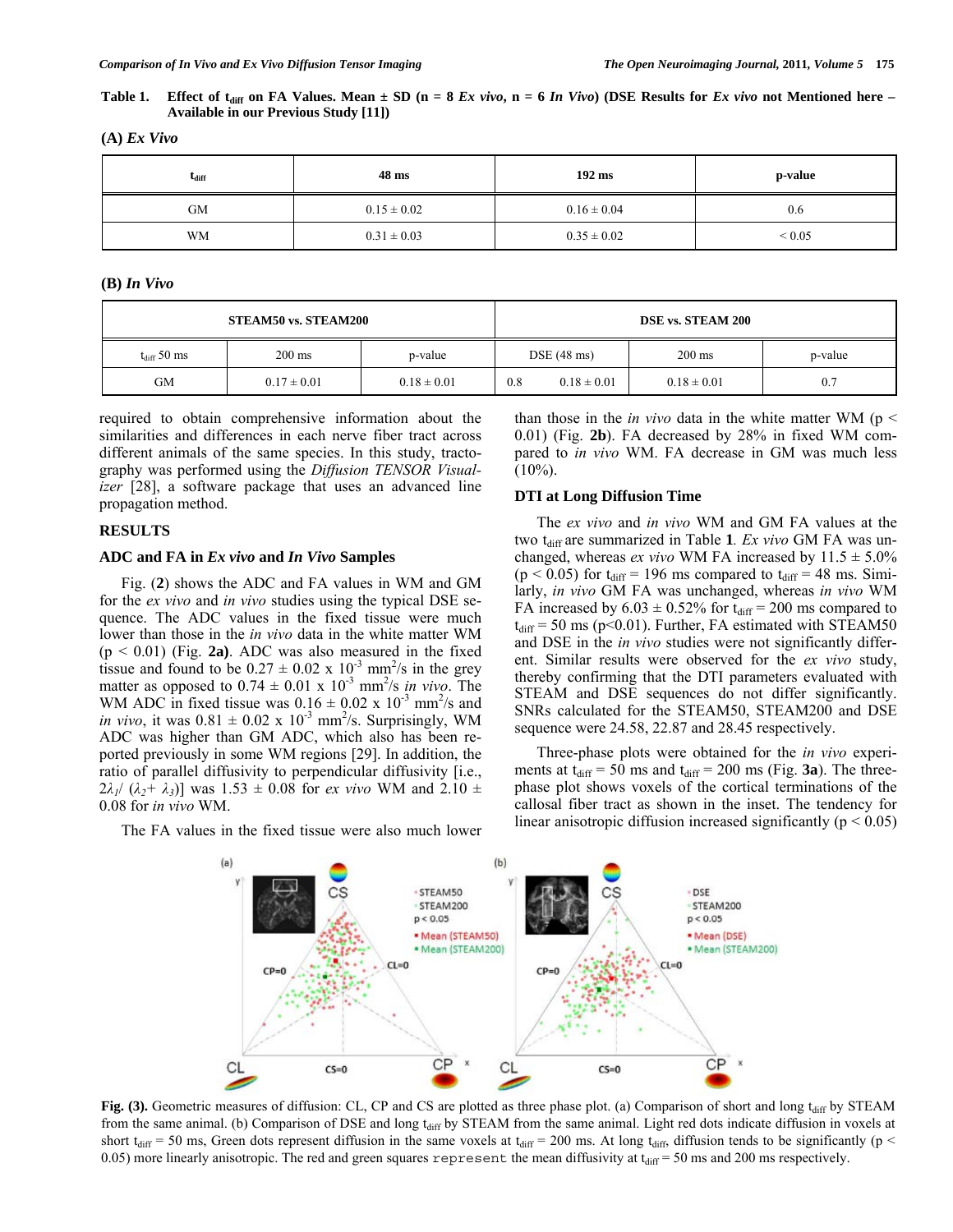**Table 1. Effect of $t_{diff}$ on FA Values. Mean ± SD (n = 8 *Ex vivo*, n = 6 *In Vivo*) (DSE Results for *Ex vivo* not Mentioned here – Available in our Previous Study [11])**

**(A)** ***Ex Vivo***

| $t_{diff}$ | 48 ms | 192 ms | p-value |
|---|---|---|---|
| GM | 0.15 ± 0.02 | 0.16 ± 0.04 | 0.6 |
| WM | 0.31 ± 0.03 | 0.35 ± 0.02 | < 0.05 |

**(B)** ***In Vivo***

| STEAM50 vs. STEAM200 | | | DSE vs. STEAM 200 | | |
|---|---|---|---|---|---|
| $t_{diff}$ 50 ms | 200 ms | p-value | DSE (48 ms) | 200 ms | p-value |
| GM | 0.17 ± 0.01 | 0.18 ± 0.01 | 0.8 0.18 ± 0.01 | 0.18 ± 0.01 | 0.7 |

required to obtain comprehensive information about the similarities and differences in each nerve fiber tract across different animals of the same species. In this study, tractography was performed using the *Diffusion TENSOR Visualizer* [28], a software package that uses an advanced line propagation method.

## RESULTS

### ADC and FA in *Ex vivo* and *In Vivo* Samples

Fig. (**2**) shows the ADC and FA values in WM and GM for the *ex vivo* and *in vivo* studies using the typical DSE sequence. The ADC values in the fixed tissue were much lower than those in the *in vivo* data in the white matter WM ($p < 0.01$) (Fig. **2a)**. ADC was also measured in the fixed tissue and found to be $0.27 \pm 0.02 \times 10^{-3}$ mm$^2$/s in the grey matter as opposed to $0.74 \pm 0.01 \times 10^{-3}$ mm$^2$/s *in vivo*. The WM ADC in fixed tissue was $0.16 \pm 0.02 \times 10^{-3}$ mm$^2$/s and *in vivo*, it was $0.81 \pm 0.02 \times 10^{-3}$ mm$^2$/s. Surprisingly, WM ADC was higher than GM ADC, which also has been reported previously in some WM regions [29]. In addition, the ratio of parallel diffusivity to perpendicular diffusivity [i.e., $2\lambda_1/(\lambda_2+\lambda_3)$] was 1.53 ± 0.08 for *ex vivo* WM and 2.10 ± 0.08 for *in vivo* WM.

The FA values in the fixed tissue were also much lower than those in the *in vivo* data in the white matter WM ($p < 0.01$) (Fig. **2b**). FA decreased by 28% in fixed WM compared to *in vivo* WM. FA decrease in GM was much less (10%).

### DTI at Long Diffusion Time

The *ex vivo* and *in vivo* WM and GM FA values at the two $t_{diff}$ are summarized in Table **1**. *Ex vivo* GM FA was unchanged, whereas *ex vivo* WM FA increased by 11.5 ± 5.0% ($p < 0.05$) for $t_{diff}$ = 196 ms compared to $t_{diff}$ = 48 ms. Similarly, *in vivo* GM FA was unchanged, whereas *in vivo* WM FA increased by 6.03 ± 0.52% for $t_{diff}$ = 200 ms compared to $t_{diff}$ = 50 ms ($p<0.01$). Further, FA estimated with STEAM50 and DSE in the *in vivo* studies were not significantly different. Similar results were observed for the *ex vivo* study, thereby confirming that the DTI parameters evaluated with STEAM and DSE sequences do not differ significantly. SNRs calculated for the STEAM50, STEAM200 and DSE sequence were 24.58, 22.87 and 28.45 respectively.

Three-phase plots were obtained for the *in vivo* experiments at $t_{diff}$ = 50 ms and $t_{diff}$ = 200 ms (Fig. **3a**). The three-phase plot shows voxels of the cortical terminations of the callosal fiber tract as shown in the inset. The tendency for linear anisotropic diffusion increased significantly ($p < 0.05$)

**Fig. (3).** Geometric measures of diffusion: CL, CP and CS are plotted as three phase plot. (a) Comparison of short and long $t_{diff}$ by STEAM from the same animal. (b) Comparison of DSE and long $t_{diff}$ by STEAM from the same animal. Light red dots indicate diffusion in voxels at short $t_{diff}$ = 50 ms, Green dots represent diffusion in the same voxels at $t_{diff}$ = 200 ms. At long $t_{diff}$, diffusion tends to be significantly ($p < 0.05$) more linearly anisotropic. The red and green squares represent the mean diffusivity at $t_{diff}$ = 50 ms and 200 ms respectively.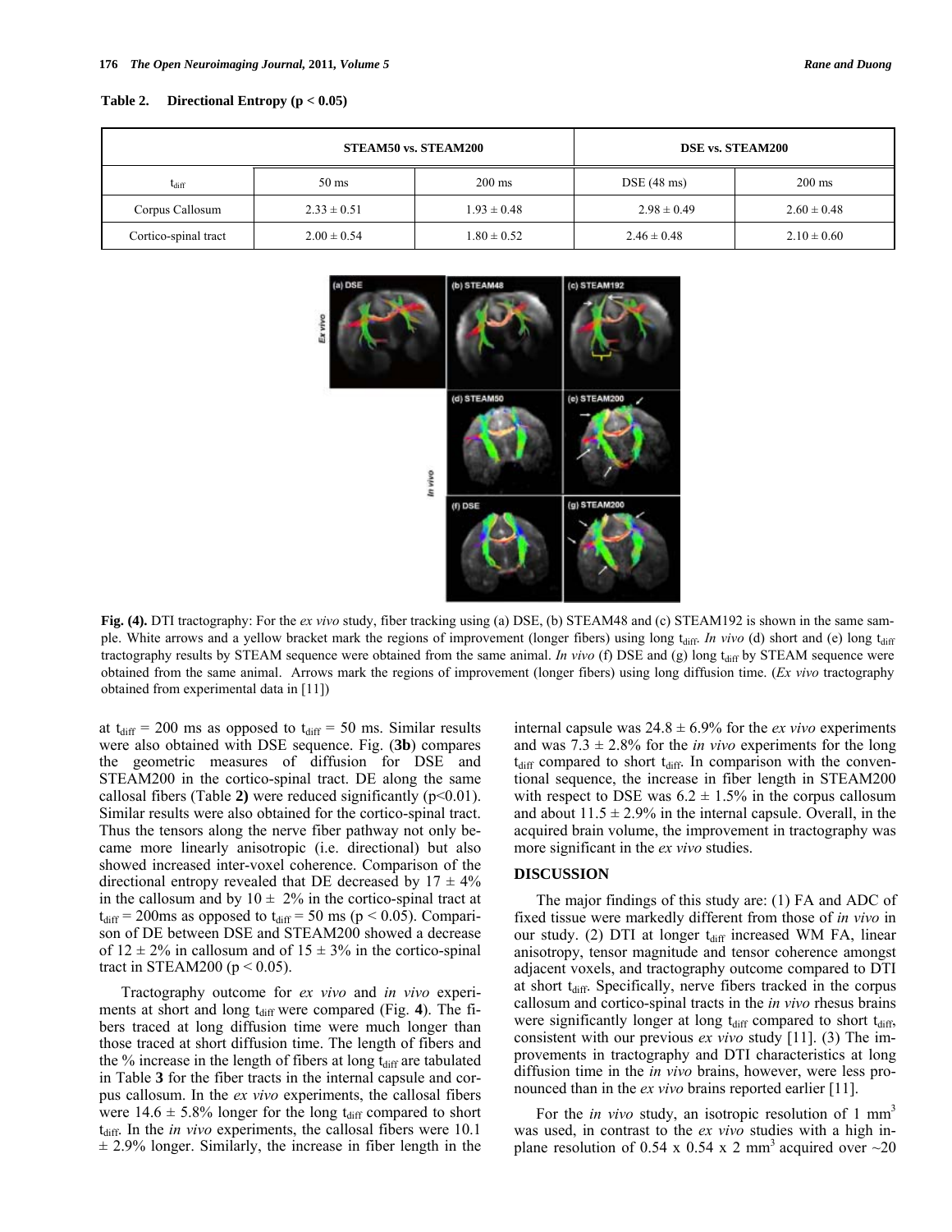**Table 2. Directional Entropy ($p < 0.05$)**

| | STEAM50 vs. STEAM200 | | DSE vs. STEAM200 | |
|---|---|---|---|---|
| $t_{diff}$ | 50 ms | 200 ms | DSE (48 ms) | 200 ms |
| Corpus Callosum | 2.33 ± 0.51 | 1.93 ± 0.48 | 2.98 ± 0.49 | 2.60 ± 0.48 |
| Cortico-spinal tract | 2.00 ± 0.54 | 1.80 ± 0.52 | 2.46 ± 0.48 | 2.10 ± 0.60 |

**Fig. (4).** DTI tractography: For the *ex vivo* study, fiber tracking using (a) DSE, (b) STEAM48 and (c) STEAM192 is shown in the same sample. White arrows and a yellow bracket mark the regions of improvement (longer fibers) using long $t_{diff}$. *In vivo* (d) short and (e) long $t_{diff}$ tractography results by STEAM sequence were obtained from the same animal. *In vivo* (f) DSE and (g) long $t_{diff}$ by STEAM sequence were obtained from the same animal. Arrows mark the regions of improvement (longer fibers) using long diffusion time. (*Ex vivo* tractography obtained from experimental data in [11])

at $t_{diff}$ = 200 ms as opposed to $t_{diff}$ = 50 ms. Similar results were also obtained with DSE sequence. Fig. (**3b**) compares the geometric measures of diffusion for DSE and STEAM200 in the cortico-spinal tract. DE along the same callosal fibers (Table **2)** were reduced significantly ($p<0.01$). Similar results were also obtained for the cortico-spinal tract. Thus the tensors along the nerve fiber pathway not only became more linearly anisotropic (i.e. directional) but also showed increased inter-voxel coherence. Comparison of the directional entropy revealed that DE decreased by 17 ± 4% in the callosum and by 10 ± 2% in the cortico-spinal tract at $t_{diff}$ = 200ms as opposed to $t_{diff}$ = 50 ms ($p < 0.05$). Comparison of DE between DSE and STEAM200 showed a decrease of 12 ± 2% in callosum and of 15 ± 3% in the cortico-spinal tract in STEAM200 ($p < 0.05$).

Tractography outcome for *ex vivo* and *in vivo* experiments at short and long $t_{diff}$ were compared (Fig. **4**). The fibers traced at long diffusion time were much longer than those traced at short diffusion time. The length of fibers and the % increase in the length of fibers at long $t_{diff}$ are tabulated in Table **3** for the fiber tracts in the internal capsule and corpus callosum. In the *ex vivo* experiments, the callosal fibers were 14.6 ± 5.8% longer for the long $t_{diff}$ compared to short $t_{diff}$. In the *in vivo* experiments, the callosal fibers were 10.1 ± 2.9% longer. Similarly, the increase in fiber length in the internal capsule was 24.8 ± 6.9% for the *ex vivo* experiments and was 7.3 ± 2.8% for the *in vivo* experiments for the long $t_{diff}$ compared to short $t_{diff}$. In comparison with the conventional sequence, the increase in fiber length in STEAM200 with respect to DSE was 6.2 ± 1.5% in the corpus callosum and about 11.5 ± 2.9% in the internal capsule. Overall, in the acquired brain volume, the improvement in tractography was more significant in the *ex vivo* studies.

## DISCUSSION

The major findings of this study are: (1) FA and ADC of fixed tissue were markedly different from those of *in vivo* in our study. (2) DTI at longer $t_{diff}$ increased WM FA, linear anisotropy, tensor magnitude and tensor coherence amongst adjacent voxels, and tractography outcome compared to DTI at short $t_{diff}$. Specifically, nerve fibers tracked in the corpus callosum and cortico-spinal tracts in the *in vivo* rhesus brains were significantly longer at long $t_{diff}$ compared to short $t_{diff}$, consistent with our previous *ex vivo* study [11]. (3) The improvements in tractography and DTI characteristics at long diffusion time in the *in vivo* brains, however, were less pronounced than in the *ex vivo* brains reported earlier [11].

For the *in vivo* study, an isotropic resolution of 1 $mm^3$ was used, in contrast to the *ex vivo* studies with a high in-plane resolution of 0.54 x 0.54 x 2 $mm^3$ acquired over ~20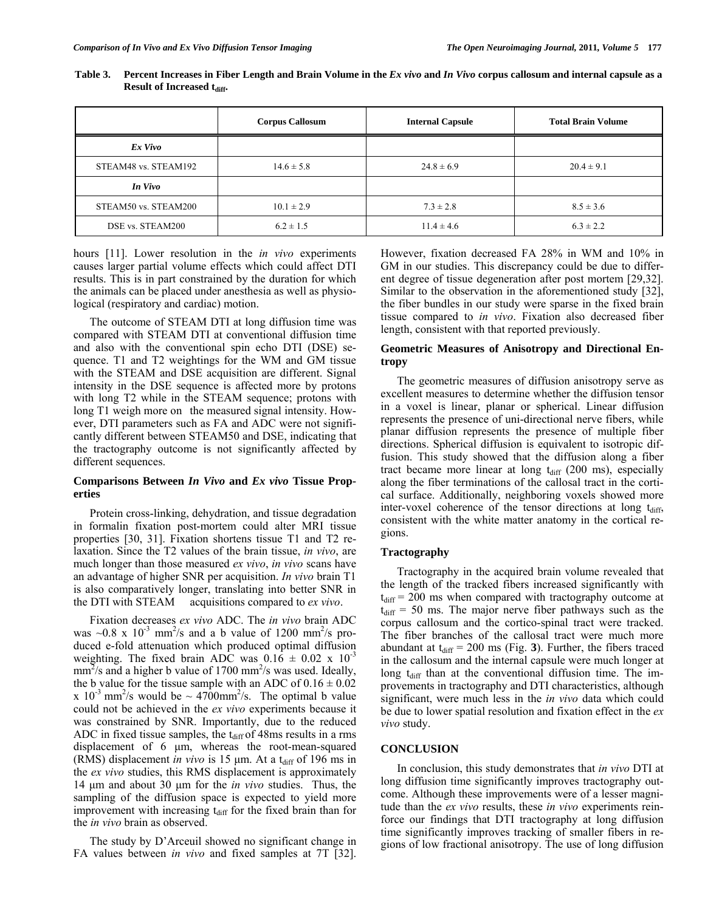**Table 3. Percent Increases in Fiber Length and Brain Volume in the *Ex vivo* and *In Vivo* corpus callosum and internal capsule as a Result of Increased $t_{diff}$.**

| | Corpus Callosum | Internal Capsule | Total Brain Volume |
|---|---|---|---|
| ***Ex Vivo*** | | | |
| STEAM48 vs. STEAM192 | 14.6 ± 5.8 | 24.8 ± 6.9 | 20.4 ± 9.1 |
| ***In Vivo*** | | | |
| STEAM50 vs. STEAM200 | 10.1 ± 2.9 | 7.3 ± 2.8 | 8.5 ± 3.6 |
| DSE vs. STEAM200 | 6.2 ± 1.5 | 11.4 ± 4.6 | 6.3 ± 2.2 |

hours [11]. Lower resolution in the *in vivo* experiments causes larger partial volume effects which could affect DTI results. This is in part constrained by the duration for which the animals can be placed under anesthesia as well as physiological (respiratory and cardiac) motion.

The outcome of STEAM DTI at long diffusion time was compared with STEAM DTI at conventional diffusion time and also with the conventional spin echo DTI (DSE) sequence. T1 and T2 weightings for the WM and GM tissue with the STEAM and DSE acquisition are different. Signal intensity in the DSE sequence is affected more by protons with long T2 while in the STEAM sequence; protons with long T1 weigh more on the measured signal intensity. However, DTI parameters such as FA and ADC were not significantly different between STEAM50 and DSE, indicating that the tractography outcome is not significantly affected by different sequences.

### Comparisons Between *In Vivo* and *Ex vivo* Tissue Properties

Protein cross-linking, dehydration, and tissue degradation in formalin fixation post-mortem could alter MRI tissue properties [30, 31]. Fixation shortens tissue T1 and T2 relaxation. Since the T2 values of the brain tissue, *in vivo*, are much longer than those measured *ex vivo*, *in vivo* scans have an advantage of higher SNR per acquisition. *In vivo* brain T1 is also comparatively longer, translating into better SNR in the DTI with STEAM acquisitions compared to *ex vivo*.

Fixation decreases *ex vivo* ADC. The *in vivo* brain ADC was ~0.8 x $10^{-3}$ mm$^2$/s and a b value of 1200 mm$^2$/s produced e-fold attenuation which produced optimal diffusion weighting. The fixed brain ADC was 0.16 ± 0.02 x $10^{-3}$ mm$^2$/s and a higher b value of 1700 mm$^2$/s was used. Ideally, the b value for the tissue sample with an ADC of 0.16 ± 0.02 x $10^{-3}$ mm$^2$/s would be ~ 4700mm$^2$/s. The optimal b value could not be achieved in the *ex vivo* experiments because it was constrained by SNR. Importantly, due to the reduced ADC in fixed tissue samples, the $t_{diff}$ of 48ms results in a rms displacement of 6 μm, whereas the root-mean-squared (RMS) displacement *in vivo* is 15 μm. At a $t_{diff}$ of 196 ms in the *ex vivo* studies, this RMS displacement is approximately 14 μm and about 30 μm for the *in vivo* studies. Thus, the sampling of the diffusion space is expected to yield more improvement with increasing $t_{diff}$ for the fixed brain than for the *in vivo* brain as observed.

The study by D'Arceuil showed no significant change in FA values between *in vivo* and fixed samples at 7T [32]. However, fixation decreased FA 28% in WM and 10% in GM in our studies. This discrepancy could be due to different degree of tissue degeneration after post mortem [29,32]. Similar to the observation in the aforementioned study [32], the fiber bundles in our study were sparse in the fixed brain tissue compared to *in vivo*. Fixation also decreased fiber length, consistent with that reported previously.

### Geometric Measures of Anisotropy and Directional Entropy

The geometric measures of diffusion anisotropy serve as excellent measures to determine whether the diffusion tensor in a voxel is linear, planar or spherical. Linear diffusion represents the presence of uni-directional nerve fibers, while planar diffusion represents the presence of multiple fiber directions. Spherical diffusion is equivalent to isotropic diffusion. This study showed that the diffusion along a fiber tract became more linear at long $t_{diff}$ (200 ms), especially along the fiber terminations of the callosal tract in the cortical surface. Additionally, neighboring voxels showed more inter-voxel coherence of the tensor directions at long $t_{diff}$, consistent with the white matter anatomy in the cortical regions.

### Tractography

Tractography in the acquired brain volume revealed that the length of the tracked fibers increased significantly with $t_{diff}$ = 200 ms when compared with tractography outcome at $t_{diff}$ = 50 ms. The major nerve fiber pathways such as the corpus callosum and the cortico-spinal tract were tracked. The fiber branches of the callosal tract were much more abundant at $t_{diff}$ = 200 ms (Fig. **3**). Further, the fibers traced in the callosum and the internal capsule were much longer at long $t_{diff}$ than at the conventional diffusion time. The improvements in tractography and DTI characteristics, although significant, were much less in the *in vivo* data which could be due to lower spatial resolution and fixation effect in the *ex vivo* study.

## CONCLUSION

In conclusion, this study demonstrates that *in vivo* DTI at long diffusion time significantly improves tractography outcome. Although these improvements were of a lesser magnitude than the *ex vivo* results, these *in vivo* experiments reinforce our findings that DTI tractography at long diffusion time significantly improves tracking of smaller fibers in regions of low fractional anisotropy. The use of long diffusion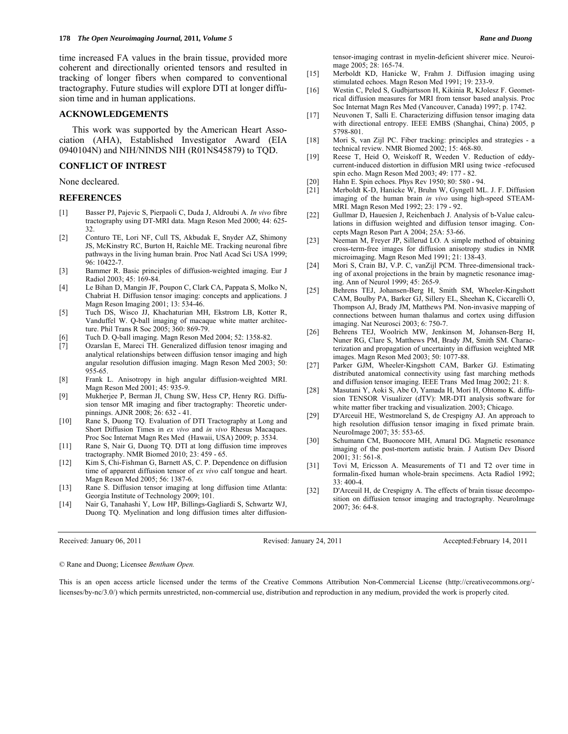time increased FA values in the brain tissue, provided more coherent and directionally oriented tensors and resulted in tracking of longer fibers when compared to conventional tractography. Future studies will explore DTI at longer diffusion time and in human applications.

## ACKNOWLEDGEMENTS

This work was supported by the American Heart Association (AHA), Established Investigator Award (EIA 0940104N) and NIH/NINDS NIH (R01NS45879) to TQD.

## CONFLICT OF INTREST

None decleared.

## REFERENCES

[1] Basser PJ, Pajevic S, Pierpaoli C, Duda J, Aldroubi A. *In vivo* fibre tractography using DT-MRI data. Magn Reson Med 2000; 44: 625-32.

[2] Conturo TE, Lori NF, Cull TS, Akbudak E, Snyder AZ, Shimony JS, McKinstry RC, Burton H, Raichle ME. Tracking neuronal fibre pathways in the living human brain. Proc Natl Acad Sci USA 1999; 96: 10422-7.

[3] Bammer R. Basic principles of diffusion-weighted imaging. Eur J Radiol 2003; 45: 169-84.

[4] Le Bihan D, Mangin JF, Poupon C, Clark CA, Pappata S, Molko N, Chabriat H. Diffusion tensor imaging: concepts and applications. J Magn Reson Imaging 2001; 13: 534-46.

[5] Tuch DS, Wisco JJ, Khachaturian MH, Ekstrom LB, Kotter R, Vanduffel W. Q-ball imaging of macaque white matter architecture. Phil Trans R Soc 2005; 360: 869-79.

[6] Tuch D. Q-ball imaging. Magn Reson Med 2004; 52: 1358-82.

[7] Ozarslan E, Mareci TH. Generalized diffusion tenosr imaging and analytical relationships between diffusion tensor imaging and high angular resolution diffusion imaging. Magn Reson Med 2003; 50: 955-65.

[8] Frank L. Anisotropy in high angular diffusion-weighted MRI. Magn Reson Med 2001; 45: 935-9.

[9] Mukherjee P, Berman JI, Chung SW, Hess CP, Henry RG. Diffusion tensor MR imaging and fiber tractography: Theoretic underpinnings. AJNR 2008; 26: 632 - 41.

[10] Rane S, Duong TQ. Evaluation of DTI Tractography at Long and Short Diffusion Times in *ex vivo* and *in vivo* Rhesus Macaques. Proc Soc Internat Magn Res Med (Hawaii, USA) 2009; p. 3534.

[11] Rane S, Nair G, Duong TQ. DTI at long diffusion time improves tractography. NMR Biomed 2010; 23: 459 - 65.

[12] Kim S, Chi-Fishman G, Barnett AS, C. P. Dependence on diffusion time of apparent diffusion tensor of *ex vivo* calf tongue and heart. Magn Reson Med 2005; 56: 1387-6.

[13] Rane S. Diffusion tensor imaging at long diffusion time Atlanta: Georgia Institute of Technology 2009; 101.

[14] Nair G, Tanahashi Y, Low HP, Billings-Gagliardi S, Schwartz WJ, Duong TQ. Myelination and long diffusion times alter diffusion-tensor-imaging contrast in myelin-deficient shiverer mice. Neuroimage 2005; 28: 165-74.

[15] Merboldt KD, Hanicke W, Frahm J. Diffusion imaging using stimulated echoes. Magn Reson Med 1991; 19: 233-9.

[16] Westin C, Peled S, Gudbjartsson H, Kikinia R, KJolesz F. Geometrical diffusion measures for MRI from tensor based analysis. Proc Soc Internat Magn Res Med (Vancouver, Canada) 1997; p. 1742.

[17] Neuvonen T, Salli E. Characterizing diffusion tensor imaging data with directional entropy. IEEE EMBS (Shanghai, China) 2005, p 5798-801.

[18] Mori S, van Zijl PC. Fiber tracking: principles and strategies - a technical review. NMR Biomed 2002; 15: 468-80.

[19] Reese T, Heid O, Weiskoff R, Weeden V. Reduction of eddy-current-induced distortion in diffusion MRI using twice -refocused spin echo. Magn Reson Med 2003; 49: 177 - 82.

[20] Hahn E. Spin echoes. Phys Rev 1950; 80: 580 - 94.

[21] Merboldt K-D, Hanicke W, Bruhn W, Gyngell ML. J. F. Diffusion imaging of the human brain *in vivo* using high-speed STEAM-MRI. Magn Reson Med 1992; 23: 179 - 92.

[22] Gullmar D, Hauesien J, Reichenbach J. Analysis of b-Value calculations in diffusion weighted and diffusion tensor imaging. Concepts Magn Reson Part A 2004; 25A: 53-66.

[23] Neeman M, Freyer JP, Sillerud LO. A simple method of obtaining cross-term-free images for diffusion anisotropy studies in NMR microimaging. Magn Reson Med 1991; 21: 138-43.

[24] Mori S, Crain BJ, V.P. C, vanZijl PCM. Three-dimensional tracking of axonal projections in the brain by magnetic resonance imaging. Ann of Neurol 1999; 45: 265-9.

[25] Behrens TEJ, Johansen-Berg H, Smith SM, Wheeler-Kingshott CAM, Boulby PA, Barker GJ, Sillery EL, Sheehan K, Ciccarelli O, Thompson AJ, Brady JM, Matthews PM. Non-invasive mapping of connections between human thalamus and cortex using diffusion imaging. Nat Neurosci 2003; 6: 750-7.

[26] Behrens TEJ, Woolrich MW, Jenkinson M, Johansen-Berg H, Nuner RG, Clare S, Matthews PM, Brady JM, Smith SM. Characterization and propagation of uncertainty in diffusion weighted MR images. Magn Reson Med 2003; 50: 1077-88.

[27] Parker GJM, Wheeler-Kingshott CAM, Barker GJ. Estimating distributed anatomical connectivity using fast marching methods and diffusion tensor imaging. IEEE Trans Med Imag 2002; 21: 8.

[28] Masutani Y, Aoki S, Abe O, Yamada H, Mori H, Ohtomo K. diffusion TENSOR Visualizer (dTV): MR-DTI analysis software for white matter fiber tracking and visualization. 2003; Chicago.

[29] D'Arceuil HE, Westmoreland S, de Crespigny AJ. An approach to high resolution diffusion tensor imaging in fixed primate brain. NeuroImage 2007; 35: 553-65.

[30] Schumann CM, Buonocore MH, Amaral DG. Magnetic resonance imaging of the post-mortem autistic brain. J Autism Dev Disord 2001; 31: 561-8.

[31] Tovi M, Ericsson A. Measurements of T1 and T2 over time in formalin-fixed human whole-brain specimens. Acta Radiol 1992; 33: 400-4.

[32] D'Arceuil H, de Crespigny A. The effects of brain tissue decomposition on diffusion tensor imaging and tractography. NeuroImage 2007; 36: 64-8.

Received: January 06, 2011 Revised: January 24, 2011 Accepted:February 14, 2011

© Rane and Duong; Licensee *Bentham Open.*

This is an open access article licensed under the terms of the Creative Commons Attribution Non-Commercial License (http://creativecommons.org/-licenses/by-nc/3.0/) which permits unrestricted, non-commercial use, distribution and reproduction in any medium, provided the work is properly cited.